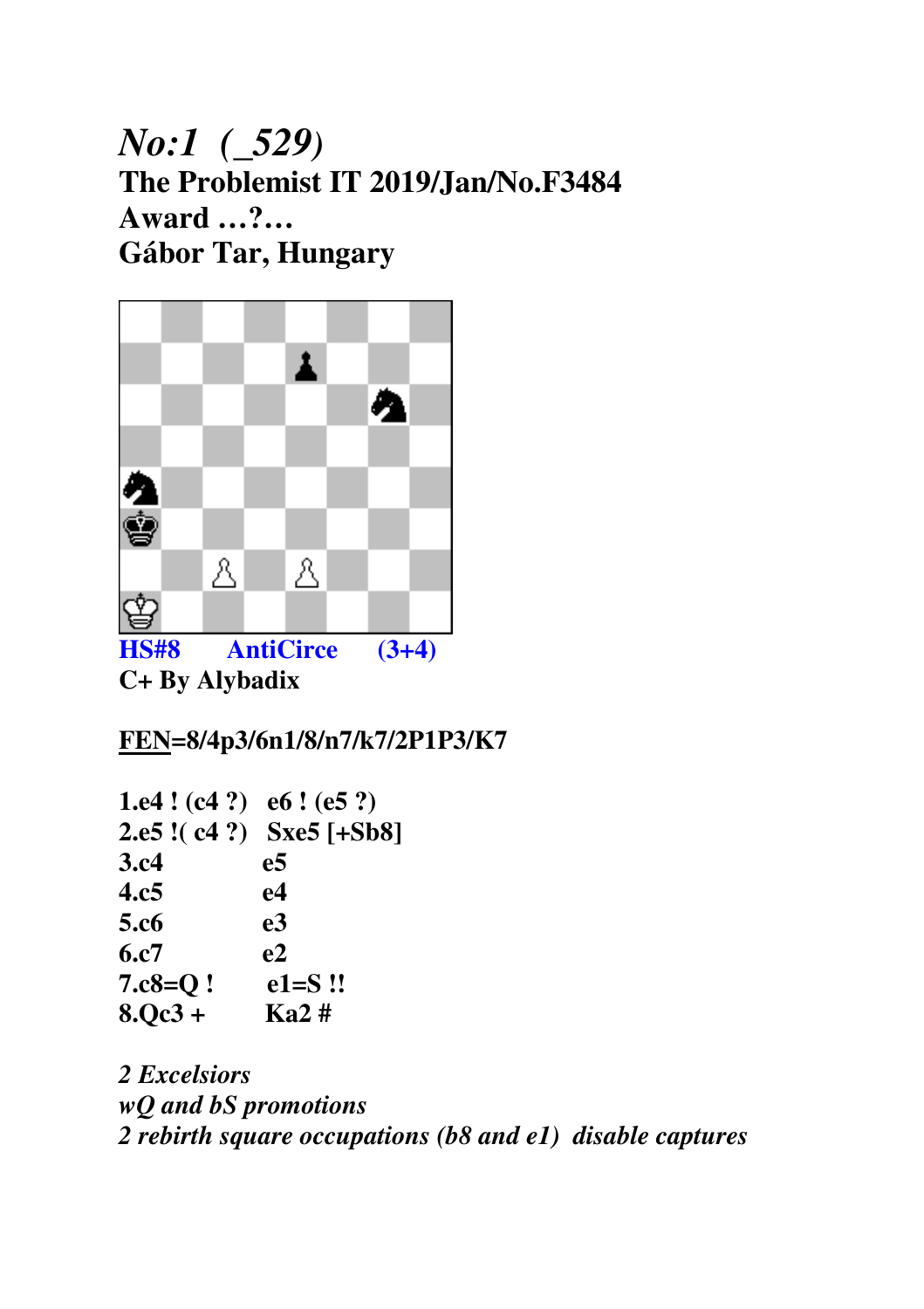# *No:1 (_529)*

**The Problemist IT 2019/Jan/No.F3484**
**Award …?…**
**Gábor Tar, Hungary**

**HS#8 AntiCirce (3+4)**
**C+ By Alybadix**

**FEN=8/4p3/6n1/8/n7/k7/2P1P3/K7**

| | | |
|---|---|---|
| 1.e4 ! (c4 ?) | e6 ! (e5 ?) | |
| 2.e5 !( c4 ?) | Sxe5 [+Sb8] | |
| 3.c4 | e5 | |
| 4.c5 | e4 | |
| 5.c6 | e3 | |
| 6.c7 | e2 | |
| 7.c8=Q ! | e1=S !! | |
| 8.Qc3 + | Ka2 # | |

*2 Excelsiors*
*wQ and bS promotions*
*2 rebirth square occupations (b8 and e1) disable captures*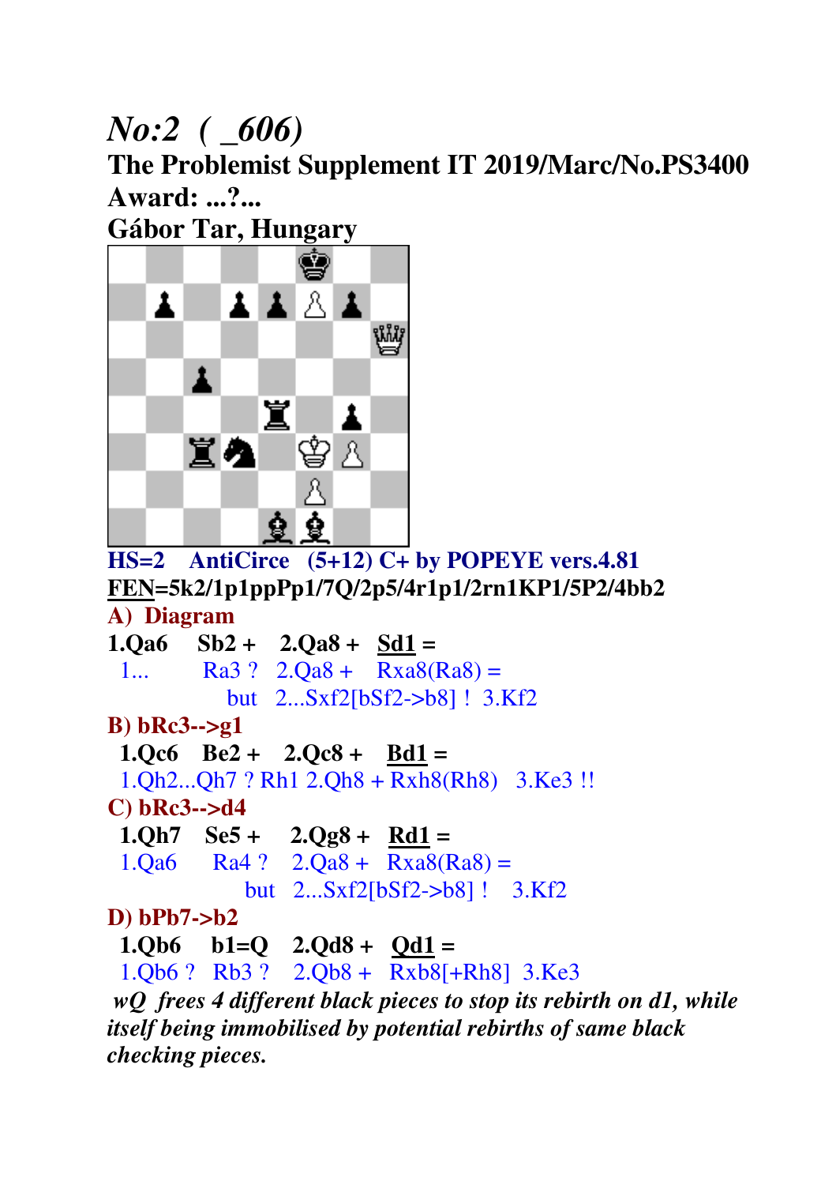# *No:2 ( _606)*

**The Problemist Supplement IT 2019/Marc/No.PS3400**

**Award: ...?...**

**Gábor Tar, Hungary**

**HS=2 AntiCirce (5+12) C+ by POPEYE vers.4.81**

**FEN=5k2/1p1ppPp1/7Q/2p5/4r1p1/2rn1KP1/5P2/4bb2**

**A) Diagram**

**1.Qa6 Sb2 + 2.Qa8 + Sd1 =**

1... Ra3 ? 2.Qa8 + Rxa8(Ra8) =

but 2...Sxf2[bSf2->b8] ! 3.Kf2

**B) bRc3-->g1**

**1.Qc6 Be2 + 2.Qc8 + Bd1 =**

1.Qh2...Qh7 ? Rh1 2.Qh8 + Rxh8(Rh8) 3.Ke3 !!

**C) bRc3-->d4**

**1.Qh7 Se5 + 2.Qg8 + Rd1 =**

1.Qa6 Ra4 ? 2.Qa8 + Rxa8(Ra8) =

but 2...Sxf2[bSf2->b8] ! 3.Kf2

**D) bPb7->b2**

**1.Qb6 b1=Q 2.Qd8 + Qd1 =**

1.Qb6 ? Rb3 ? 2.Qb8 + Rxb8[+Rh8] 3.Ke3

***wQ frees 4 different black pieces to stop its rebirth on d1, while itself being immobilised by potential rebirths of same black checking pieces.***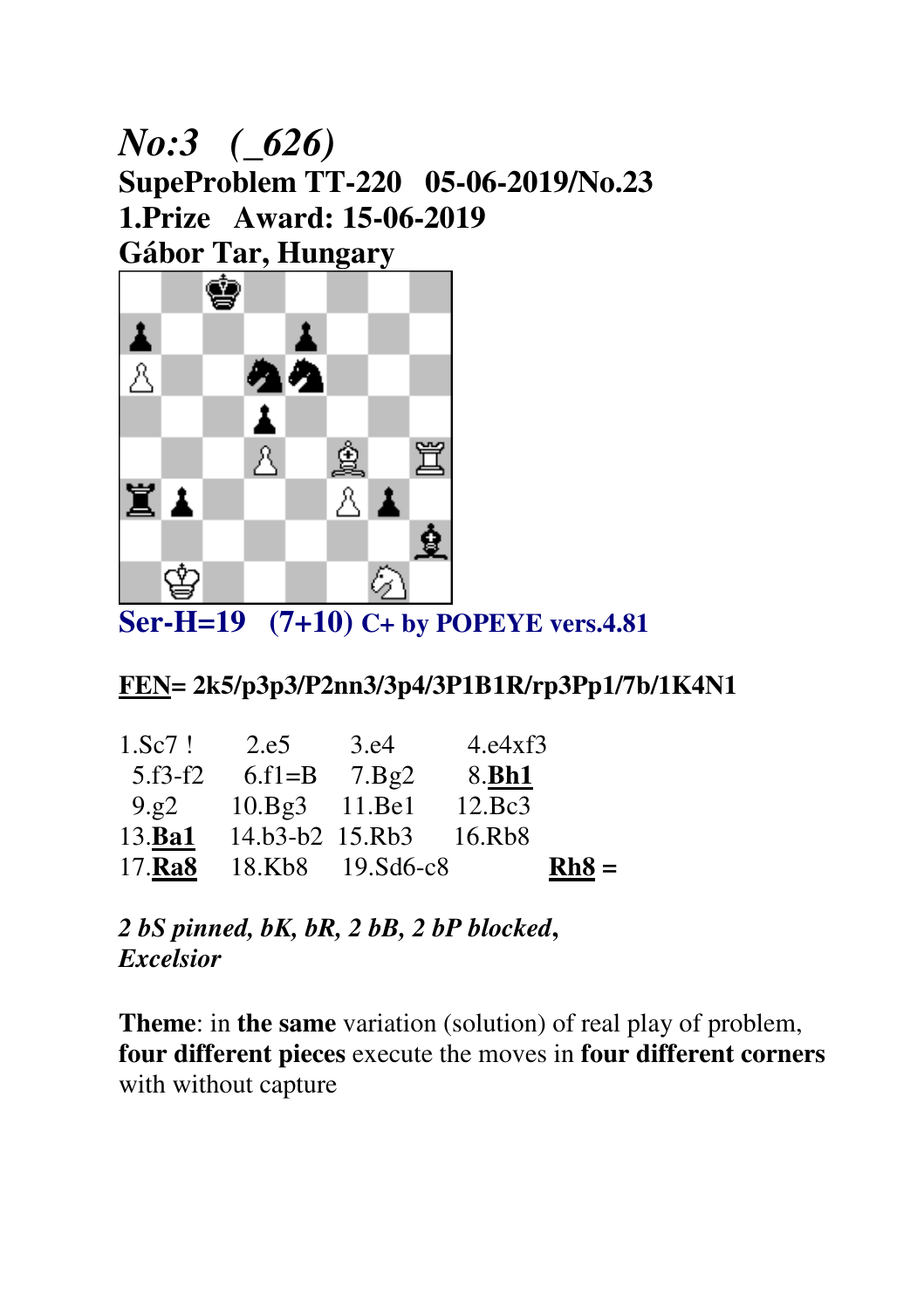# *No:3 (_626)*

**SupeProblem TT-220 05-06-2019/No.23**

**1.Prize Award: 15-06-2019**

**Gábor Tar, Hungary**

**Ser-H=19 (7+10)** **C+ by POPEYE vers.4.81**

**<u>FEN</u>= 2k5/p3p3/P2nn3/3p4/3P1B1R/rp3Pp1/7b/1K4N1**

| | | | |
|---|---|---|---|
| 1.Sc7 ! | 2.e5 | 3.e4 | 4.e4xf3 |
| 5.f3-f2 | 6.f1=B | 7.Bg2 | 8.**<u>Bh1</u>** |
| 9.g2 | 10.Bg3 | 11.Be1 | 12.Bc3 |
| 13.**<u>Ba1</u>** | 14.b3-b2 | 15.Rb3 | 16.Rb8 |
| 17.**<u>Ra8</u>** | 18.Kb8 | 19.Sd6-c8 | **<u>Rh8</u> =** |

***2 bS pinned, bK, bR, 2 bB, 2 bP blocked, Excelsior***

**Theme**: in **the same** variation (solution) of real play of problem, **four different pieces** execute the moves in **four different corners** with without capture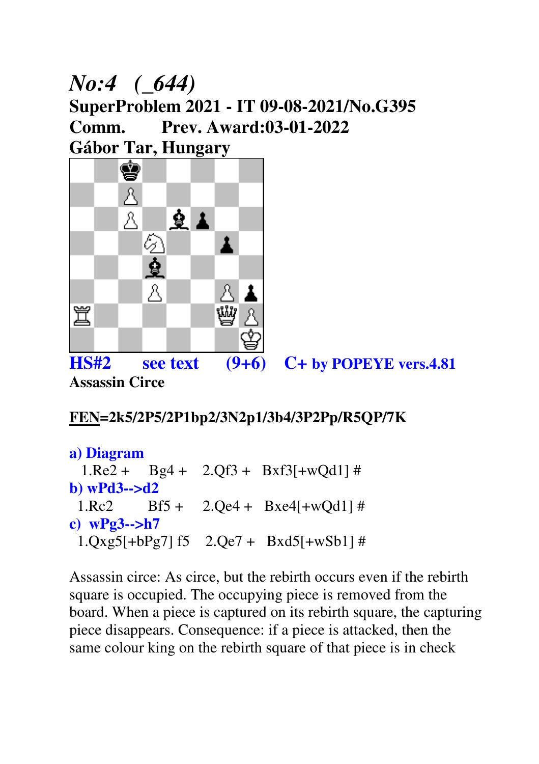## *No:4 (_644)*

**SuperProblem 2021 - IT 09-08-2021/No.G395**

**Comm. Prev. Award:03-01-2022**

**Gábor Tar, Hungary**

**HS#2 see text (9+6) C+ by POPEYE vers.4.81**

**Assassin Circe**

**FEN=2k5/2P5/2P1bp2/3N2p1/3b4/3P2Pp/R5QP/7K**

**a) Diagram**

1.Re2 + Bg4 + 2.Qf3 + Bxf3[+wQd1] #

**b) wPd3-->d2**

1.Rc2 Bf5 + 2.Qe4 + Bxe4[+wQd1] #

**c) wPg3-->h7**

1.Qxg5[+bPg7] f5 2.Qe7 + Bxd5[+wSb1] #

Assassin circe: As circe, but the rebirth occurs even if the rebirth square is occupied. The occupying piece is removed from the board. When a piece is captured on its rebirth square, the capturing piece disappears. Consequence: if a piece is attacked, then the same colour king on the rebirth square of that piece is in check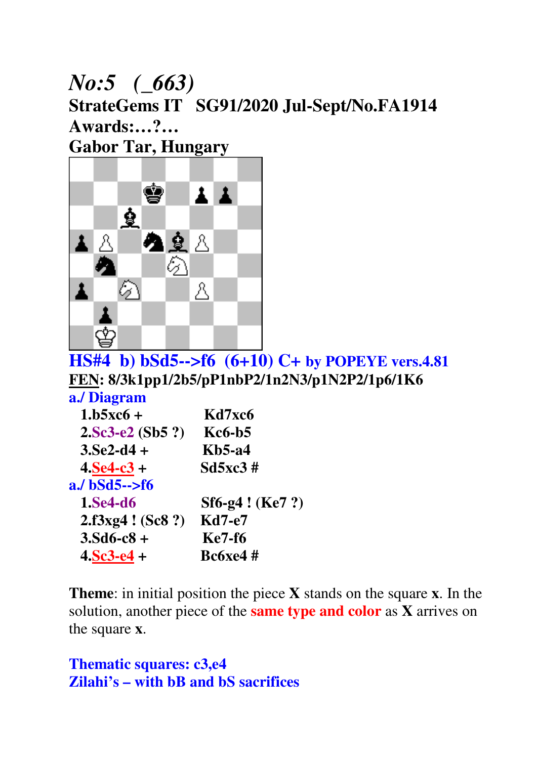# *No:5 (_663)*

**StrateGems IT SG91/2020 Jul-Sept/No.FA1914**

**Awards:…?…**

**Gabor Tar, Hungary**

**HS#4 b) bSd5-->f6 (6+10) C+ by POPEYE vers.4.81**

**FEN: 8/3k1pp1/2b5/pP1nbP2/1n2N3/p1N2P2/1p6/1K6**

**a./ Diagram**

| | |
|---|---|
| 1.b5xc6 + | Kd7xc6 |
| 2.Sc3-e2 (Sb5 ?) | Kc6-b5 |
| 3.Se2-d4 + | Kb5-a4 |
| 4.Se4-c3 + | Sd5xc3 # |

**a./ bSd5-->f6**

| | |
|---|---|
| 1.Se4-d6 | Sf6-g4 ! (Ke7 ?) |
| 2.f3xg4 ! (Sc8 ?) | Kd7-e7 |
| 3.Sd6-c8 + | Ke7-f6 |
| 4.Sc3-e4 + | Bc6xe4 # |

**Theme**: in initial position the piece **X** stands on the square **x**. In the solution, another piece of the **same type and color** as **X** arrives on the square **x**.

**Thematic squares: c3,e4**

**Zilahi's – with bB and bS sacrifices**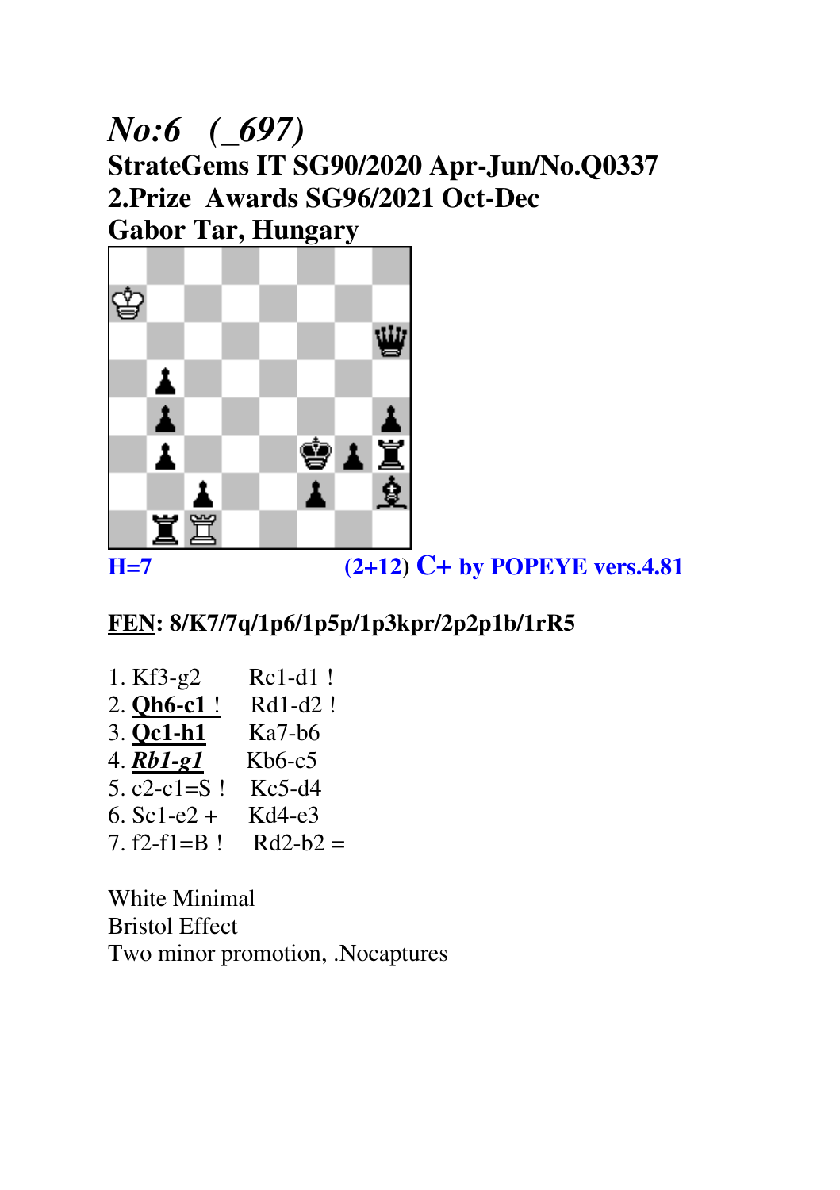# *No:6 (_697)*

**StrateGems IT SG90/2020 Apr-Jun/No.Q0337**
**2.Prize Awards SG96/2021 Oct-Dec**
**Gabor Tar, Hungary**

H=7 (2+12) C+ by POPEYE vers.4.81

**FEN**: 8/K7/7q/1p6/1p5p/1p3kpr/2p2p1b/1rR5

| | |
|---|---|
| 1. Kf3-g2 | Rc1-d1 ! |
| 2. **Qh6-c1 !** | Rd1-d2 ! |
| 3. **Qc1-h1** | Ka7-b6 |
| 4. ***Rb1-g1*** | Kb6-c5 |
| 5. c2-c1=S ! | Kc5-d4 |
| 6. Sc1-e2 + | Kd4-e3 |
| 7. f2-f1=B ! | Rd2-b2 = |

White Minimal
Bristol Effect
Two minor promotion, .Nocaptures